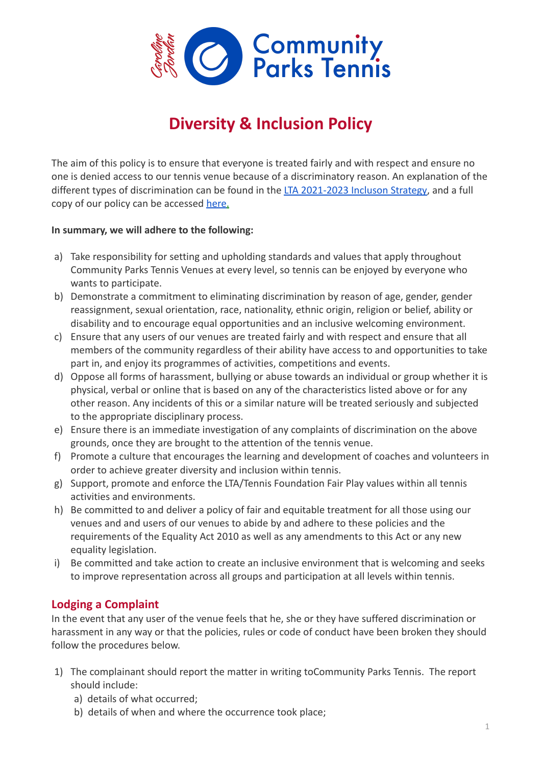# Diversity & Inclusion Policy

The aim of this policy is to ensure that everyone is treated fairly and with respect and ensure no one is denied access to our tennis venue because of a discriminatory reason. An explanation of the different types of discrimination can be found in the [LTA 2021-2023 Incluson Strategy](), and a full copy of our policy can be accessed [here.]()

**In summary, we will adhere to the following:**

a) Take responsibility for setting and upholding standards and values that apply throughout Community Parks Tennis Venues at every level, so tennis can be enjoyed by everyone who wants to participate.
b) Demonstrate a commitment to eliminating discrimination by reason of age, gender, gender reassignment, sexual orientation, race, nationality, ethnic origin, religion or belief, ability or disability and to encourage equal opportunities and an inclusive welcoming environment.
c) Ensure that any users of our venues are treated fairly and with respect and ensure that all members of the community regardless of their ability have access to and opportunities to take part in, and enjoy its programmes of activities, competitions and events.
d) Oppose all forms of harassment, bullying or abuse towards an individual or group whether it is physical, verbal or online that is based on any of the characteristics listed above or for any other reason. Any incidents of this or a similar nature will be treated seriously and subjected to the appropriate disciplinary process.
e) Ensure there is an immediate investigation of any complaints of discrimination on the above grounds, once they are brought to the attention of the tennis venue.
f) Promote a culture that encourages the learning and development of coaches and volunteers in order to achieve greater diversity and inclusion within tennis.
g) Support, promote and enforce the LTA/Tennis Foundation Fair Play values within all tennis activities and environments.
h) Be committed to and deliver a policy of fair and equitable treatment for all those using our venues and and users of our venues to abide by and adhere to these policies and the requirements of the Equality Act 2010 as well as any amendments to this Act or any new equality legislation.
i) Be committed and take action to create an inclusive environment that is welcoming and seeks to improve representation across all groups and participation at all levels within tennis.

## Lodging a Complaint

In the event that any user of the venue feels that he, she or they have suffered discrimination or harassment in any way or that the policies, rules or code of conduct have been broken they should follow the procedures below.

1) The complainant should report the matter in writing toCommunity Parks Tennis. The report should include:
   a) details of what occurred;
   b) details of when and where the occurrence took place;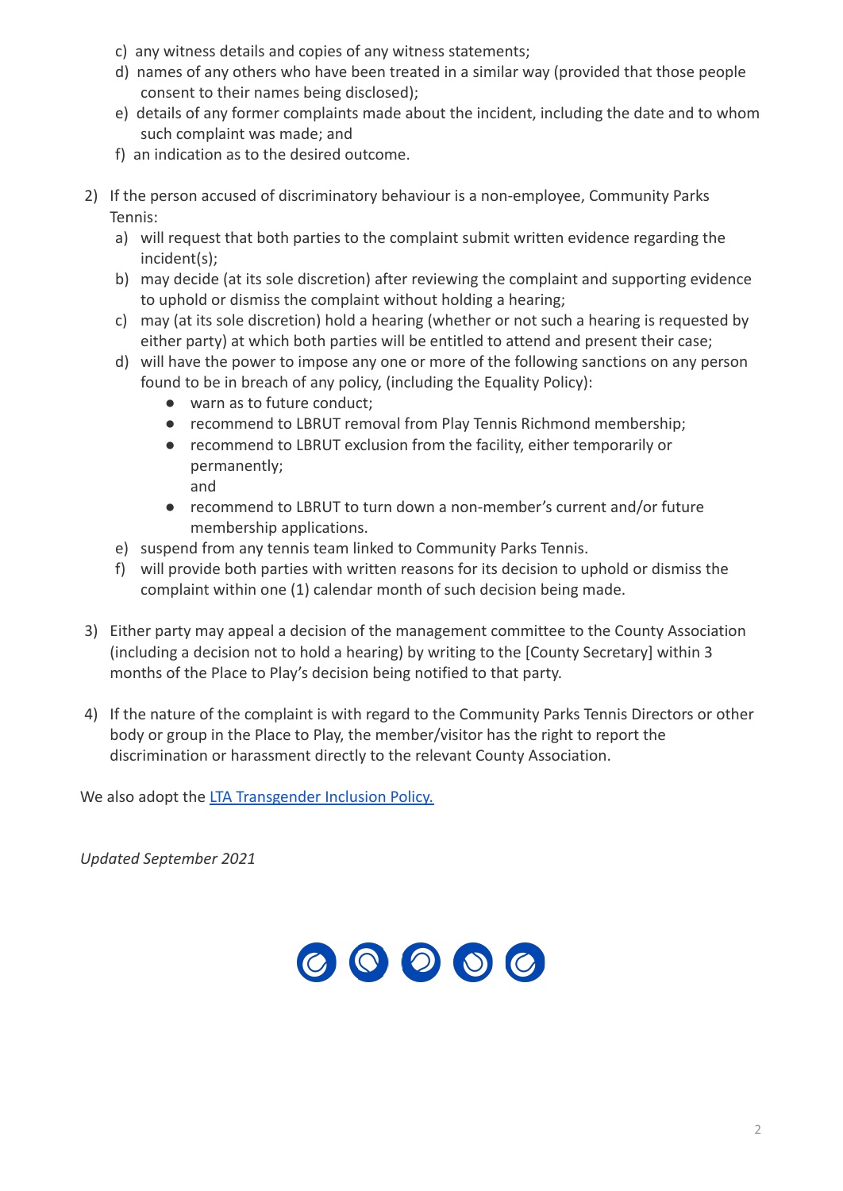c) any witness details and copies of any witness statements;
d) names of any others who have been treated in a similar way (provided that those people consent to their names being disclosed);
e) details of any former complaints made about the incident, including the date and to whom such complaint was made; and
f) an indication as to the desired outcome.

2) If the person accused of discriminatory behaviour is a non-employee, Community Parks Tennis:
   a) will request that both parties to the complaint submit written evidence regarding the incident(s);
   b) may decide (at its sole discretion) after reviewing the complaint and supporting evidence to uphold or dismiss the complaint without holding a hearing;
   c) may (at its sole discretion) hold a hearing (whether or not such a hearing is requested by either party) at which both parties will be entitled to attend and present their case;
   d) will have the power to impose any one or more of the following sanctions on any person found to be in breach of any policy, (including the Equality Policy):
      - warn as to future conduct;
      - recommend to LBRUT removal from Play Tennis Richmond membership;
      - recommend to LBRUT exclusion from the facility, either temporarily or permanently;
        and
      - recommend to LBRUT to turn down a non-member's current and/or future membership applications.
   e) suspend from any tennis team linked to Community Parks Tennis.
   f) will provide both parties with written reasons for its decision to uphold or dismiss the complaint within one (1) calendar month of such decision being made.

3) Either party may appeal a decision of the management committee to the County Association (including a decision not to hold a hearing) by writing to the [County Secretary] within 3 months of the Place to Play's decision being notified to that party.

4) If the nature of the complaint is with regard to the Community Parks Tennis Directors or other body or group in the Place to Play, the member/visitor has the right to report the discrimination or harassment directly to the relevant County Association.

We also adopt the [LTA Transgender Inclusion Policy.]

*Updated September 2021*